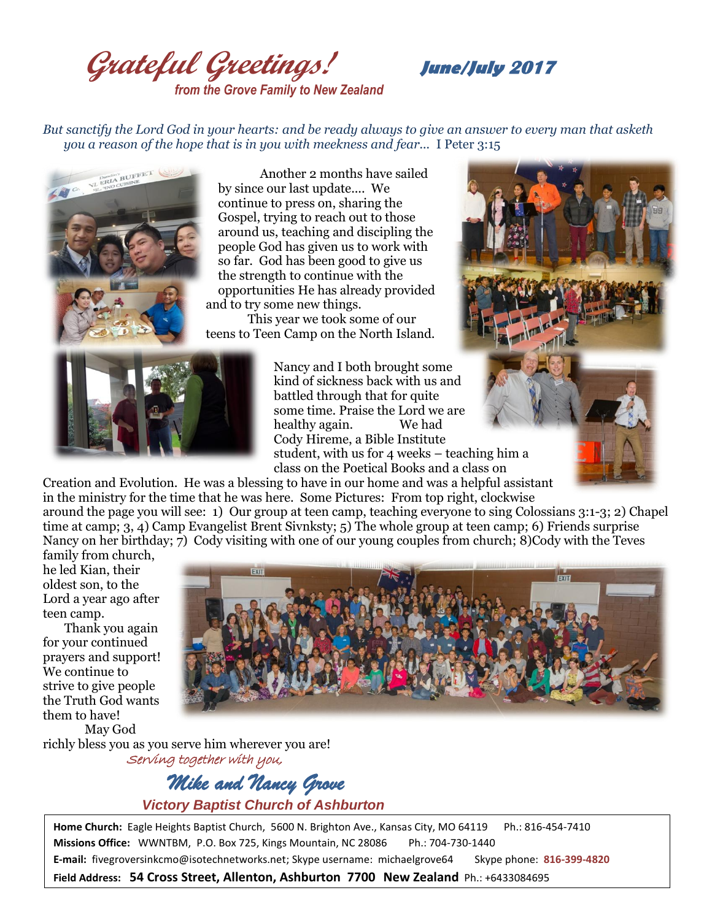# *Grateful Greetings!* *June/July 2017*

***from the Grove Family to New Zealand***

*But sanctify the Lord God in your hearts: and be ready always to give an answer to every man that asketh you a reason of the hope that is in you with meekness and fear...* I Peter 3:15

Another 2 months have sailed by since our last update.... We continue to press on, sharing the Gospel, trying to reach out to those around us, teaching and discipling the people God has given us to work with so far. God has been good to give us the strength to continue with the opportunities He has already provided and to try some new things.

This year we took some of our teens to Teen Camp on the North Island. Nancy and I both brought some kind of sickness back with us and battled through that for quite some time. Praise the Lord we are healthy again. We had Cody Hireme, a Bible Institute student, with us for 4 weeks – teaching him a class on the Poetical Books and a class on Creation and Evolution. He was a blessing to have in our home and was a helpful assistant in the ministry for the time that he was here. Some Pictures: From top right, clockwise around the page you will see: 1) Our group at teen camp, teaching everyone to sing Colossians 3:1-3; 2) Chapel time at camp; 3, 4) Camp Evangelist Brent Sivnksty; 5) The whole group at teen camp; 6) Friends surprise Nancy on her birthday; 7) Cody visiting with one of our young couples from church; 8)Cody with the Teves family from church, he led Kian, their oldest son, to the Lord a year ago after teen camp.

Thank you again for your continued prayers and support! We continue to strive to give people the Truth God wants them to have!

May God richly bless you as you serve him wherever you are!

*Serving together with you,*

***Mike and Nancy Grove***

***Victory Baptist Church of Ashburton***

**Home Church:** Eagle Heights Baptist Church, 5600 N. Brighton Ave., Kansas City, MO 64119 Ph.: 816-454-7410
**Missions Office:** WWNTBM, P.O. Box 725, Kings Mountain, NC 28086 Ph.: 704-730-1440
**E-mail:** fivegroversinkcmo@isotechnetworks.net; Skype username: michaelgrove64 Skype phone: **816-399-4820**
**Field Address: 54 Cross Street, Allenton, Ashburton 7700 New Zealand** Ph.: +6433084695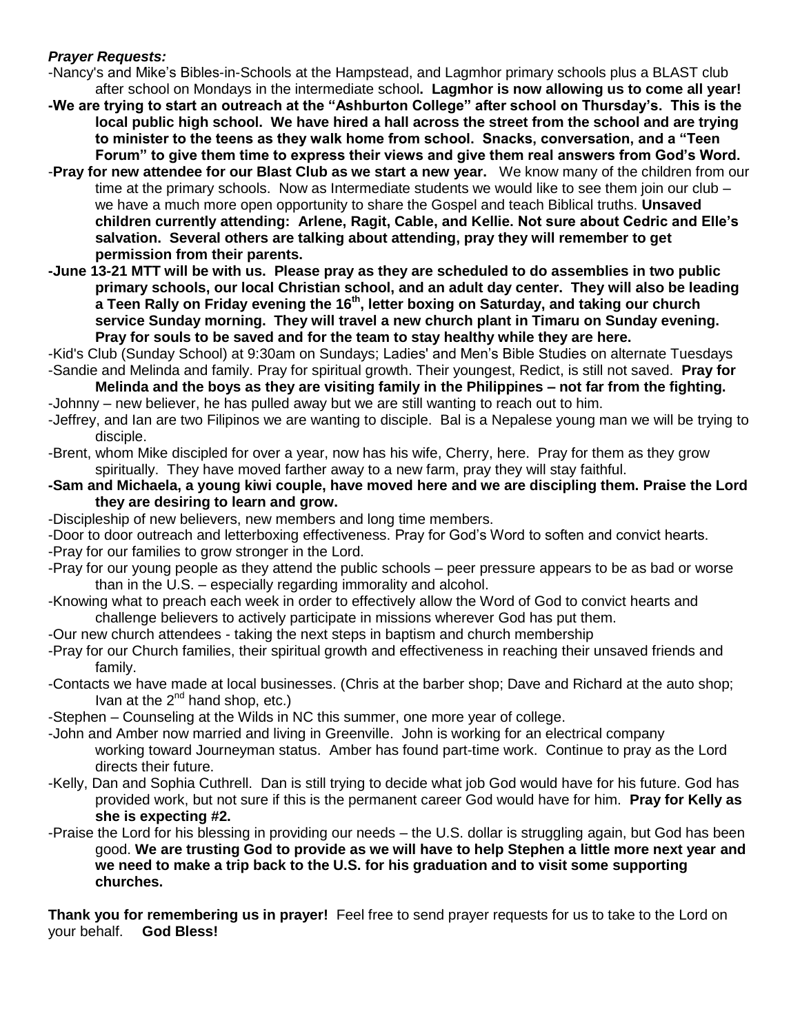***Prayer Requests:***

- -Nancy's and Mike's Bibles-in-Schools at the Hampstead, and Lagmhor primary schools plus a BLAST club after school on Mondays in the intermediate school**. Lagmhor is now allowing us to come all year!**
- **-We are trying to start an outreach at the "Ashburton College" after school on Thursday's. This is the local public high school. We have hired a hall across the street from the school and are trying to minister to the teens as they walk home from school. Snacks, conversation, and a "Teen Forum" to give them time to express their views and give them real answers from God's Word.**
- -**Pray for new attendee for our Blast Club as we start a new year.** We know many of the children from our time at the primary schools. Now as Intermediate students we would like to see them join our club – we have a much more open opportunity to share the Gospel and teach Biblical truths. **Unsaved children currently attending: Arlene, Ragit, Cable, and Kellie. Not sure about Cedric and Elle's salvation. Several others are talking about attending, pray they will remember to get permission from their parents.**
- **-June 13-21 MTT will be with us. Please pray as they are scheduled to do assemblies in two public primary schools, our local Christian school, and an adult day center. They will also be leading a Teen Rally on Friday evening the 16th, letter boxing on Saturday, and taking our church service Sunday morning. They will travel a new church plant in Timaru on Sunday evening. Pray for souls to be saved and for the team to stay healthy while they are here.**
- -Kid's Club (Sunday School) at 9:30am on Sundays; Ladies' and Men's Bible Studies on alternate Tuesdays
- -Sandie and Melinda and family. Pray for spiritual growth. Their youngest, Redict, is still not saved. **Pray for Melinda and the boys as they are visiting family in the Philippines – not far from the fighting.**
- -Johnny – new believer, he has pulled away but we are still wanting to reach out to him.
- -Jeffrey, and Ian are two Filipinos we are wanting to disciple. Bal is a Nepalese young man we will be trying to disciple.
- -Brent, whom Mike discipled for over a year, now has his wife, Cherry, here. Pray for them as they grow spiritually. They have moved farther away to a new farm, pray they will stay faithful.
- **-Sam and Michaela, a young kiwi couple, have moved here and we are discipling them. Praise the Lord they are desiring to learn and grow.**
- -Discipleship of new believers, new members and long time members.
- -Door to door outreach and letterboxing effectiveness. Pray for God's Word to soften and convict hearts.
- -Pray for our families to grow stronger in the Lord.
- -Pray for our young people as they attend the public schools – peer pressure appears to be as bad or worse than in the U.S. – especially regarding immorality and alcohol.
- -Knowing what to preach each week in order to effectively allow the Word of God to convict hearts and challenge believers to actively participate in missions wherever God has put them.
- -Our new church attendees - taking the next steps in baptism and church membership
- -Pray for our Church families, their spiritual growth and effectiveness in reaching their unsaved friends and family.
- -Contacts we have made at local businesses. (Chris at the barber shop; Dave and Richard at the auto shop; Ivan at the 2nd hand shop, etc.)
- -Stephen – Counseling at the Wilds in NC this summer, one more year of college.
- -John and Amber now married and living in Greenville. John is working for an electrical company working toward Journeyman status. Amber has found part-time work. Continue to pray as the Lord directs their future.
- -Kelly, Dan and Sophia Cuthrell. Dan is still trying to decide what job God would have for his future. God has provided work, but not sure if this is the permanent career God would have for him. **Pray for Kelly as she is expecting #2.**
- -Praise the Lord for his blessing in providing our needs – the U.S. dollar is struggling again, but God has been good. **We are trusting God to provide as we will have to help Stephen a little more next year and we need to make a trip back to the U.S. for his graduation and to visit some supporting churches.**

**Thank you for remembering us in prayer!** Feel free to send prayer requests for us to take to the Lord on your behalf. **God Bless!**